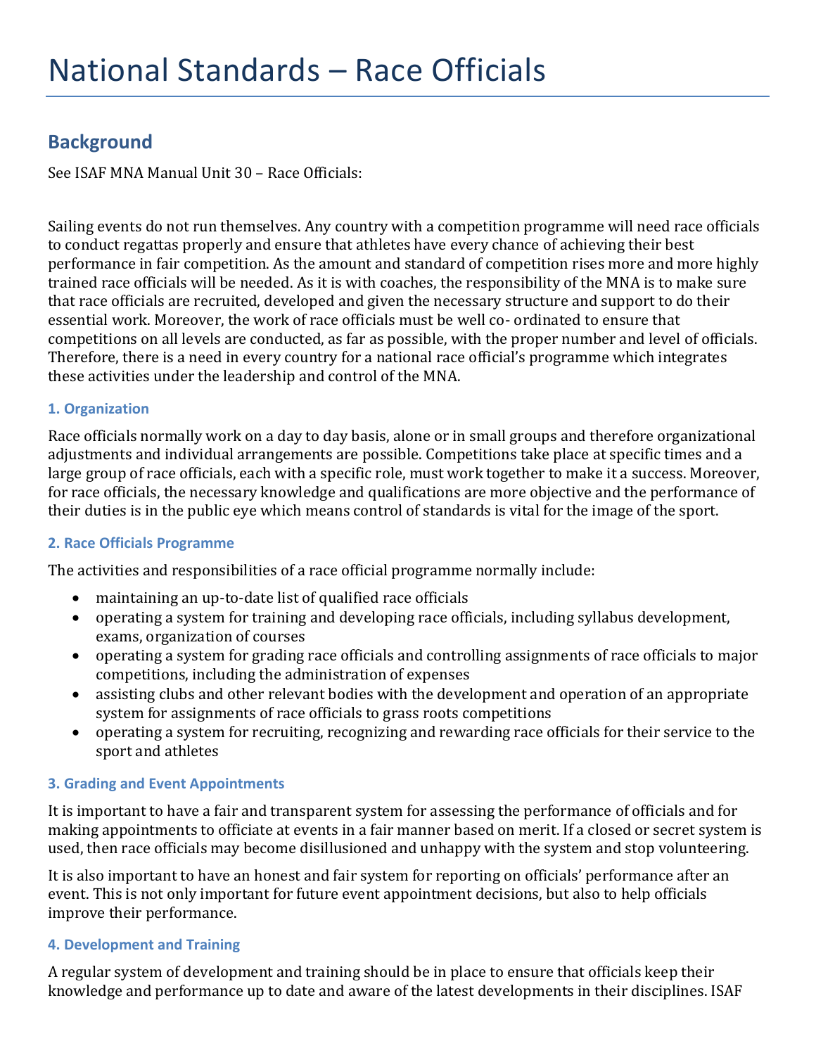# National Standards – Race Officials

## Background

See ISAF MNA Manual Unit 30 – Race Officials:

Sailing events do not run themselves. Any country with a competition programme will need race officials to conduct regattas properly and ensure that athletes have every chance of achieving their best performance in fair competition. As the amount and standard of competition rises more and more highly trained race officials will be needed. As it is with coaches, the responsibility of the MNA is to make sure that race officials are recruited, developed and given the necessary structure and support to do their essential work. Moreover, the work of race officials must be well co- ordinated to ensure that competitions on all levels are conducted, as far as possible, with the proper number and level of officials. Therefore, there is a need in every country for a national race official's programme which integrates these activities under the leadership and control of the MNA.

### 1. Organization

Race officials normally work on a day to day basis, alone or in small groups and therefore organizational adjustments and individual arrangements are possible. Competitions take place at specific times and a large group of race officials, each with a specific role, must work together to make it a success. Moreover, for race officials, the necessary knowledge and qualifications are more objective and the performance of their duties is in the public eye which means control of standards is vital for the image of the sport.

### 2. Race Officials Programme

The activities and responsibilities of a race official programme normally include:

- maintaining an up-to-date list of qualified race officials
- operating a system for training and developing race officials, including syllabus development, exams, organization of courses
- operating a system for grading race officials and controlling assignments of race officials to major competitions, including the administration of expenses
- assisting clubs and other relevant bodies with the development and operation of an appropriate system for assignments of race officials to grass roots competitions
- operating a system for recruiting, recognizing and rewarding race officials for their service to the sport and athletes

### 3. Grading and Event Appointments

It is important to have a fair and transparent system for assessing the performance of officials and for making appointments to officiate at events in a fair manner based on merit. If a closed or secret system is used, then race officials may become disillusioned and unhappy with the system and stop volunteering.

It is also important to have an honest and fair system for reporting on officials' performance after an event. This is not only important for future event appointment decisions, but also to help officials improve their performance.

### 4. Development and Training

A regular system of development and training should be in place to ensure that officials keep their knowledge and performance up to date and aware of the latest developments in their disciplines. ISAF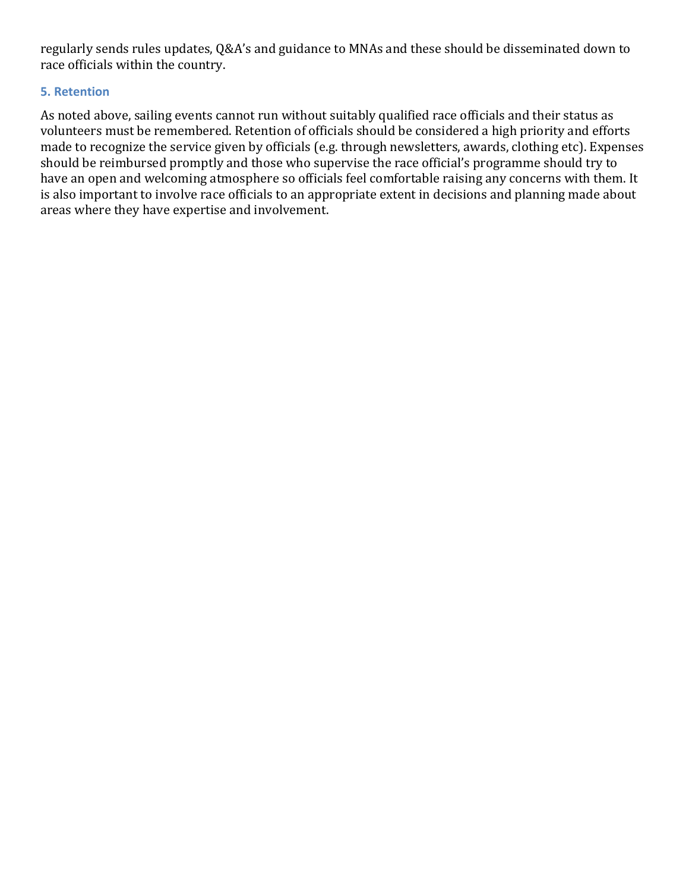regularly sends rules updates, Q&A's and guidance to MNAs and these should be disseminated down to race officials within the country.

### 5. Retention

As noted above, sailing events cannot run without suitably qualified race officials and their status as volunteers must be remembered. Retention of officials should be considered a high priority and efforts made to recognize the service given by officials (e.g. through newsletters, awards, clothing etc). Expenses should be reimbursed promptly and those who supervise the race official's programme should try to have an open and welcoming atmosphere so officials feel comfortable raising any concerns with them. It is also important to involve race officials to an appropriate extent in decisions and planning made about areas where they have expertise and involvement.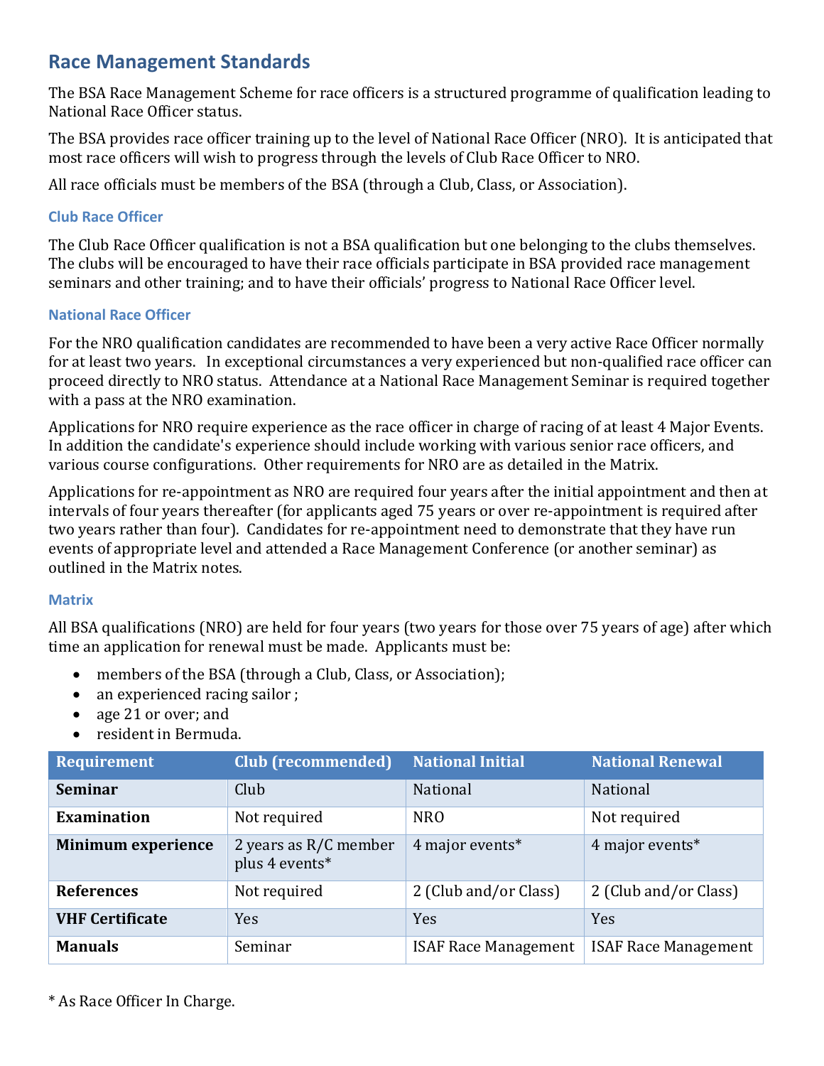## Race Management Standards

The BSA Race Management Scheme for race officers is a structured programme of qualification leading to National Race Officer status.

The BSA provides race officer training up to the level of National Race Officer (NRO). It is anticipated that most race officers will wish to progress through the levels of Club Race Officer to NRO.

All race officials must be members of the BSA (through a Club, Class, or Association).

### Club Race Officer

The Club Race Officer qualification is not a BSA qualification but one belonging to the clubs themselves. The clubs will be encouraged to have their race officials participate in BSA provided race management seminars and other training; and to have their officials' progress to National Race Officer level.

### National Race Officer

For the NRO qualification candidates are recommended to have been a very active Race Officer normally for at least two years. In exceptional circumstances a very experienced but non-qualified race officer can proceed directly to NRO status. Attendance at a National Race Management Seminar is required together with a pass at the NRO examination.

Applications for NRO require experience as the race officer in charge of racing of at least 4 Major Events. In addition the candidate's experience should include working with various senior race officers, and various course configurations. Other requirements for NRO are as detailed in the Matrix.

Applications for re-appointment as NRO are required four years after the initial appointment and then at intervals of four years thereafter (for applicants aged 75 years or over re-appointment is required after two years rather than four). Candidates for re-appointment need to demonstrate that they have run events of appropriate level and attended a Race Management Conference (or another seminar) as outlined in the Matrix notes.

### Matrix

All BSA qualifications (NRO) are held for four years (two years for those over 75 years of age) after which time an application for renewal must be made. Applicants must be:

- members of the BSA (through a Club, Class, or Association);
- an experienced racing sailor ;
- age 21 or over; and
- resident in Bermuda.

| Requirement | Club (recommended) | National Initial | National Renewal |
|---|---|---|---|
| **Seminar** | Club | National | National |
| **Examination** | Not required | NRO | Not required |
| **Minimum experience** | 2 years as R/C member plus 4 events* | 4 major events* | 4 major events* |
| **References** | Not required | 2 (Club and/or Class) | 2 (Club and/or Class) |
| **VHF Certificate** | Yes | Yes | Yes |
| **Manuals** | Seminar | ISAF Race Management | ISAF Race Management |

* As Race Officer In Charge.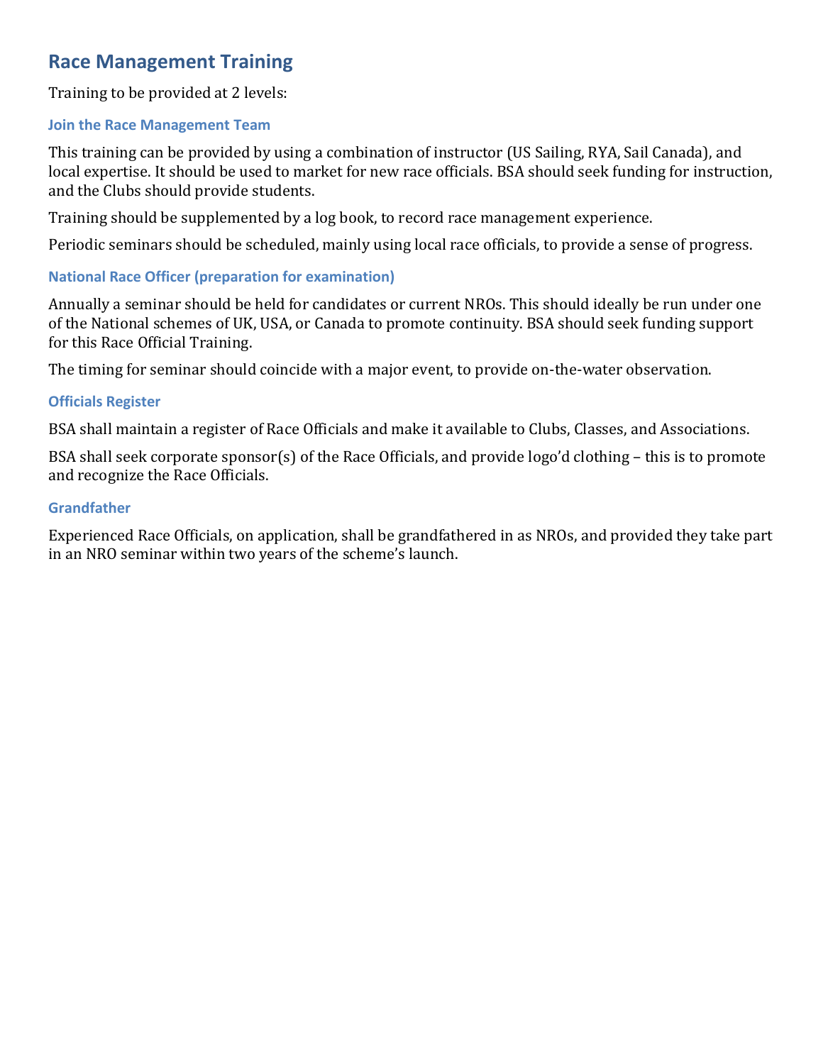## Race Management Training

Training to be provided at 2 levels:

### Join the Race Management Team

This training can be provided by using a combination of instructor (US Sailing, RYA, Sail Canada), and local expertise. It should be used to market for new race officials. BSA should seek funding for instruction, and the Clubs should provide students.

Training should be supplemented by a log book, to record race management experience.

Periodic seminars should be scheduled, mainly using local race officials, to provide a sense of progress.

### National Race Officer (preparation for examination)

Annually a seminar should be held for candidates or current NROs. This should ideally be run under one of the National schemes of UK, USA, or Canada to promote continuity. BSA should seek funding support for this Race Official Training.

The timing for seminar should coincide with a major event, to provide on-the-water observation.

### Officials Register

BSA shall maintain a register of Race Officials and make it available to Clubs, Classes, and Associations.

BSA shall seek corporate sponsor(s) of the Race Officials, and provide logo'd clothing – this is to promote and recognize the Race Officials.

### Grandfather

Experienced Race Officials, on application, shall be grandfathered in as NROs, and provided they take part in an NRO seminar within two years of the scheme's launch.